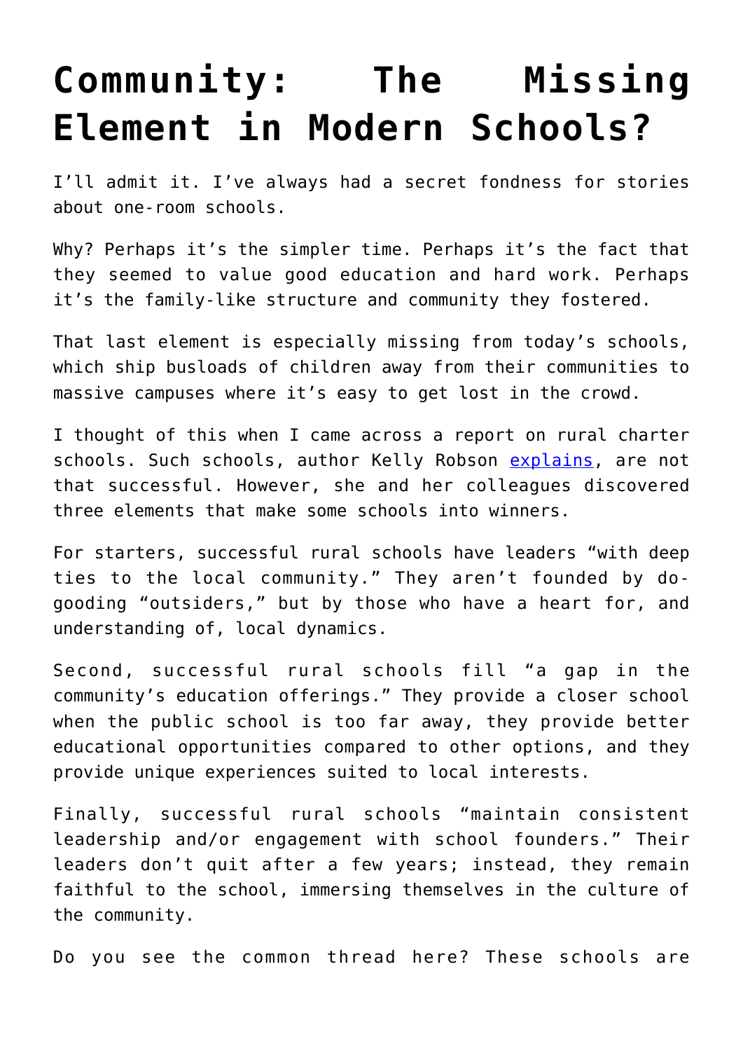# Community: The Missing Element in Modern Schools?

I'll admit it. I've always had a secret fondness for stories about one-room schools.

Why? Perhaps it's the simpler time. Perhaps it's the fact that they seemed to value good education and hard work. Perhaps it's the family-like structure and community they fostered.

That last element is especially missing from today's schools, which ship busloads of children away from their communities to massive campuses where it's easy to get lost in the crowd.

I thought of this when I came across a report on rural charter schools. Such schools, author Kelly Robson [explains](), are not that successful. However, she and her colleagues discovered three elements that make some schools into winners.

For starters, successful rural schools have leaders "with deep ties to the local community." They aren't founded by do-gooding "outsiders," but by those who have a heart for, and understanding of, local dynamics.

Second, successful rural schools fill "a gap in the community's education offerings." They provide a closer school when the public school is too far away, they provide better educational opportunities compared to other options, and they provide unique experiences suited to local interests.

Finally, successful rural schools "maintain consistent leadership and/or engagement with school founders." Their leaders don't quit after a few years; instead, they remain faithful to the school, immersing themselves in the culture of the community.

Do you see the common thread here? These schools are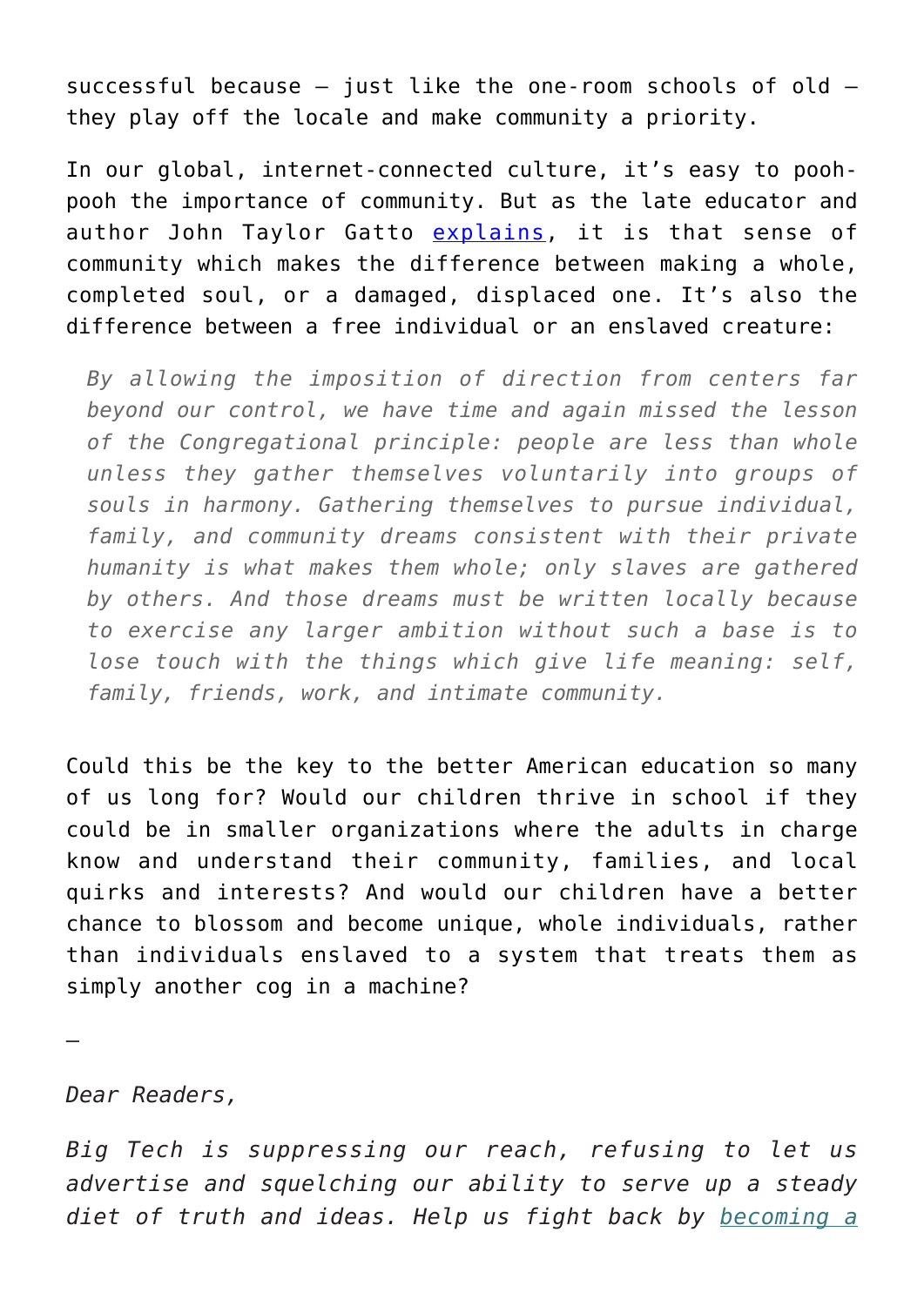successful because – just like the one-room schools of old – they play off the locale and make community a priority.

In our global, internet-connected culture, it's easy to pooh-pooh the importance of community. But as the late educator and author John Taylor Gatto [explains](), it is that sense of community which makes the difference between making a whole, completed soul, or a damaged, displaced one. It's also the difference between a free individual or an enslaved creature:

> *By allowing the imposition of direction from centers far beyond our control, we have time and again missed the lesson of the Congregational principle: people are less than whole unless they gather themselves voluntarily into groups of souls in harmony. Gathering themselves to pursue individual, family, and community dreams consistent with their private humanity is what makes them whole; only slaves are gathered by others. And those dreams must be written locally because to exercise any larger ambition without such a base is to lose touch with the things which give life meaning: self, family, friends, work, and intimate community.*

Could this be the key to the better American education so many of us long for? Would our children thrive in school if they could be in smaller organizations where the adults in charge know and understand their community, families, and local quirks and interests? And would our children have a better chance to blossom and become unique, whole individuals, rather than individuals enslaved to a system that treats them as simply another cog in a machine?

—

*Dear Readers,*

*Big Tech is suppressing our reach, refusing to let us advertise and squelching our ability to serve up a steady diet of truth and ideas. Help us fight back by [becoming a]()*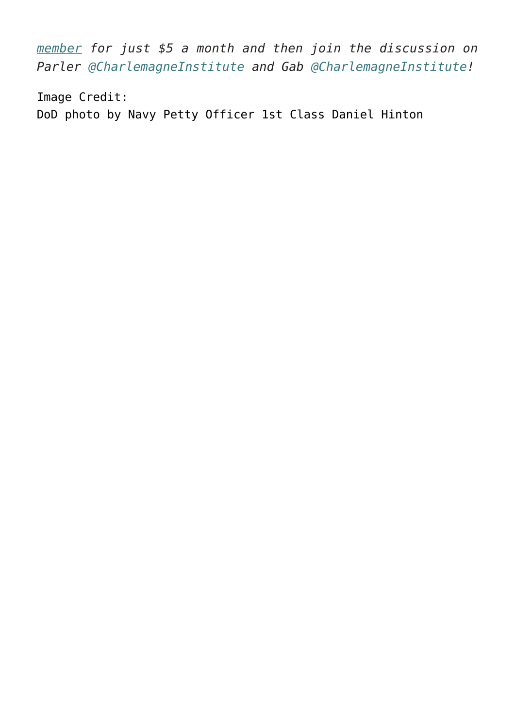*member for just $5 a month and then join the discussion on Parler @CharlemagneInstitute and Gab @CharlemagneInstitute!*

Image Credit:
DoD photo by Navy Petty Officer 1st Class Daniel Hinton